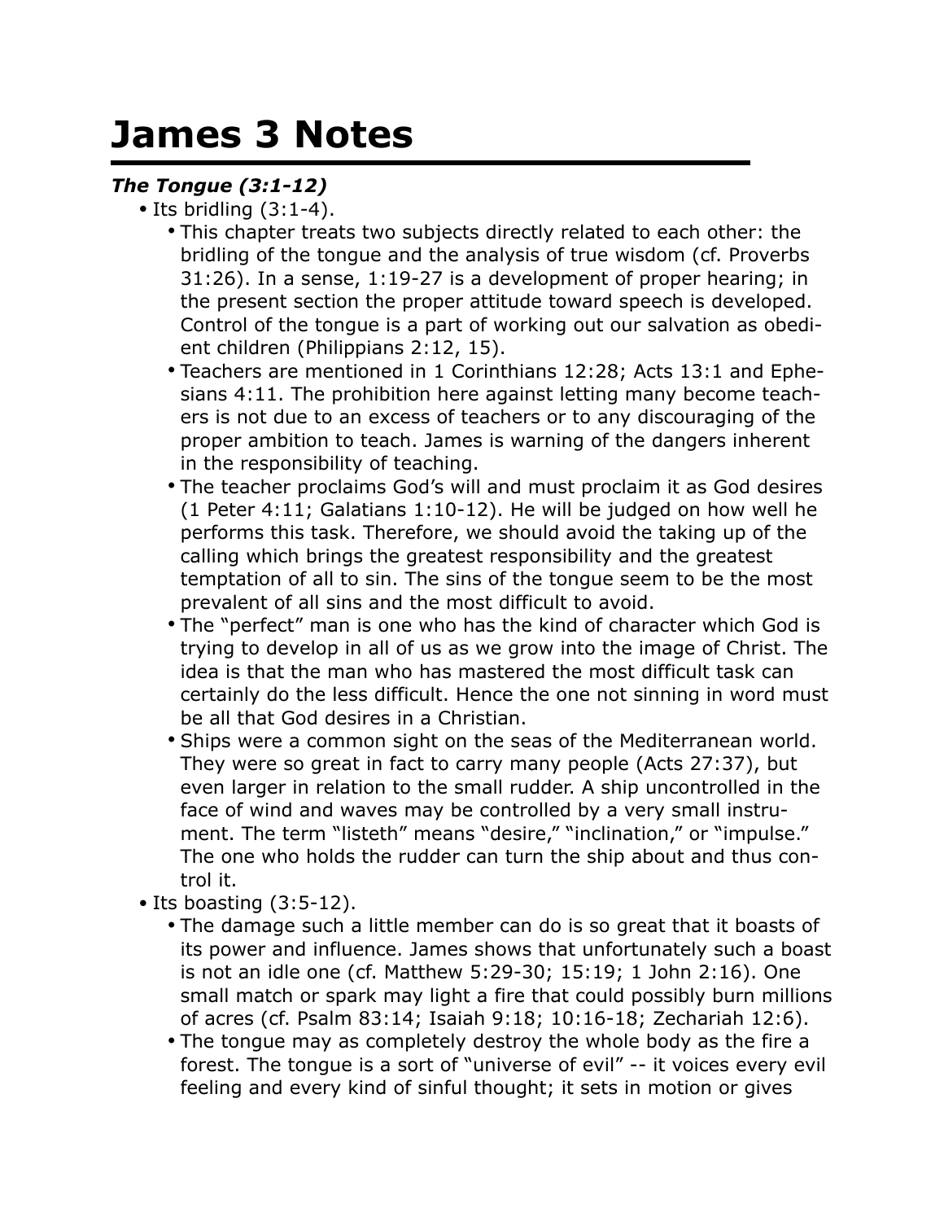# James 3 Notes

***The Tongue (3:1-12)***

- Its bridling (3:1-4).
  - This chapter treats two subjects directly related to each other: the bridling of the tongue and the analysis of true wisdom (cf. Proverbs 31:26). In a sense, 1:19-27 is a development of proper hearing; in the present section the proper attitude toward speech is developed. Control of the tongue is a part of working out our salvation as obedient children (Philippians 2:12, 15).
  - Teachers are mentioned in 1 Corinthians 12:28; Acts 13:1 and Ephesians 4:11. The prohibition here against letting many become teachers is not due to an excess of teachers or to any discouraging of the proper ambition to teach. James is warning of the dangers inherent in the responsibility of teaching.
  - The teacher proclaims God's will and must proclaim it as God desires (1 Peter 4:11; Galatians 1:10-12). He will be judged on how well he performs this task. Therefore, we should avoid the taking up of the calling which brings the greatest responsibility and the greatest temptation of all to sin. The sins of the tongue seem to be the most prevalent of all sins and the most difficult to avoid.
  - The "perfect" man is one who has the kind of character which God is trying to develop in all of us as we grow into the image of Christ. The idea is that the man who has mastered the most difficult task can certainly do the less difficult. Hence the one not sinning in word must be all that God desires in a Christian.
  - Ships were a common sight on the seas of the Mediterranean world. They were so great in fact to carry many people (Acts 27:37), but even larger in relation to the small rudder. A ship uncontrolled in the face of wind and waves may be controlled by a very small instrument. The term "listeth" means "desire," "inclination," or "impulse." The one who holds the rudder can turn the ship about and thus control it.
- Its boasting (3:5-12).
  - The damage such a little member can do is so great that it boasts of its power and influence. James shows that unfortunately such a boast is not an idle one (cf. Matthew 5:29-30; 15:19; 1 John 2:16). One small match or spark may light a fire that could possibly burn millions of acres (cf. Psalm 83:14; Isaiah 9:18; 10:16-18; Zechariah 12:6).
  - The tongue may as completely destroy the whole body as the fire a forest. The tongue is a sort of "universe of evil" -- it voices every evil feeling and every kind of sinful thought; it sets in motion or gives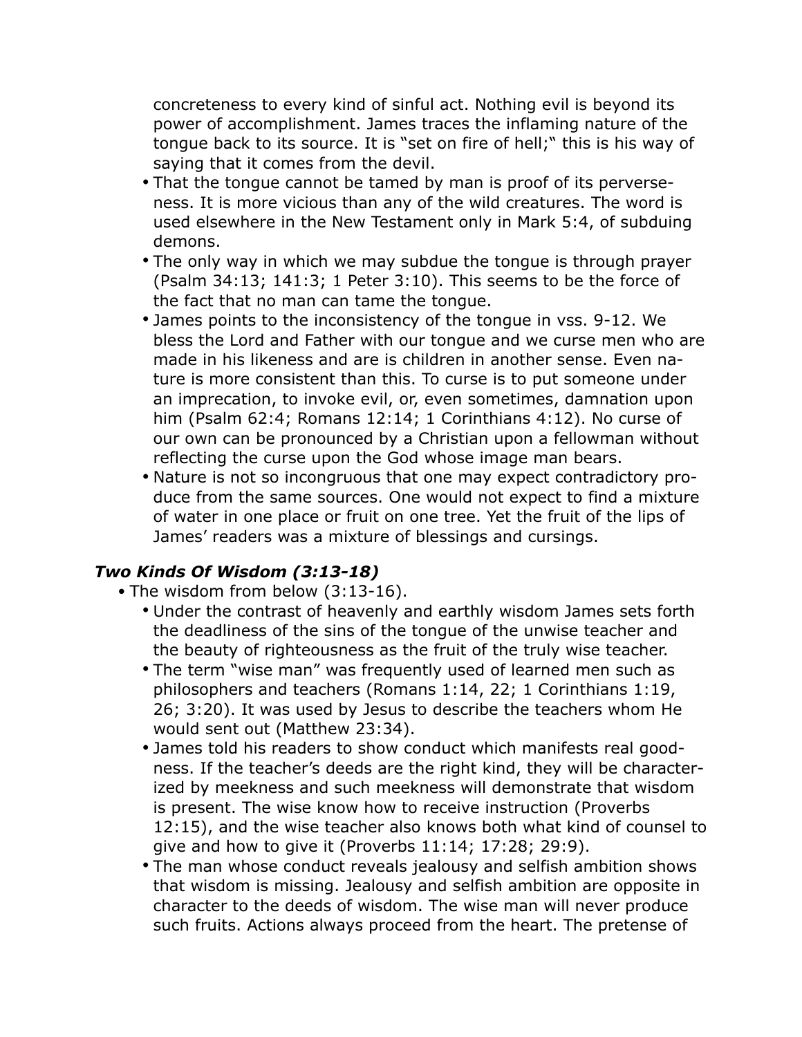concreteness to every kind of sinful act. Nothing evil is beyond its power of accomplishment. James traces the inflaming nature of the tongue back to its source. It is "set on fire of hell;" this is his way of saying that it comes from the devil.

- That the tongue cannot be tamed by man is proof of its perverseness. It is more vicious than any of the wild creatures. The word is used elsewhere in the New Testament only in Mark 5:4, of subduing demons.
- The only way in which we may subdue the tongue is through prayer (Psalm 34:13; 141:3; 1 Peter 3:10). This seems to be the force of the fact that no man can tame the tongue.
- James points to the inconsistency of the tongue in vss. 9-12. We bless the Lord and Father with our tongue and we curse men who are made in his likeness and are is children in another sense. Even nature is more consistent than this. To curse is to put someone under an imprecation, to invoke evil, or, even sometimes, damnation upon him (Psalm 62:4; Romans 12:14; 1 Corinthians 4:12). No curse of our own can be pronounced by a Christian upon a fellowman without reflecting the curse upon the God whose image man bears.
- Nature is not so incongruous that one may expect contradictory produce from the same sources. One would not expect to find a mixture of water in one place or fruit on one tree. Yet the fruit of the lips of James' readers was a mixture of blessings and cursings.

### *Two Kinds Of Wisdom (3:13-18)*

- The wisdom from below (3:13-16).
  - Under the contrast of heavenly and earthly wisdom James sets forth the deadliness of the sins of the tongue of the unwise teacher and the beauty of righteousness as the fruit of the truly wise teacher.
  - The term "wise man" was frequently used of learned men such as philosophers and teachers (Romans 1:14, 22; 1 Corinthians 1:19, 26; 3:20). It was used by Jesus to describe the teachers whom He would sent out (Matthew 23:34).
  - James told his readers to show conduct which manifests real goodness. If the teacher's deeds are the right kind, they will be characterized by meekness and such meekness will demonstrate that wisdom is present. The wise know how to receive instruction (Proverbs 12:15), and the wise teacher also knows both what kind of counsel to give and how to give it (Proverbs 11:14; 17:28; 29:9).
  - The man whose conduct reveals jealousy and selfish ambition shows that wisdom is missing. Jealousy and selfish ambition are opposite in character to the deeds of wisdom. The wise man will never produce such fruits. Actions always proceed from the heart. The pretense of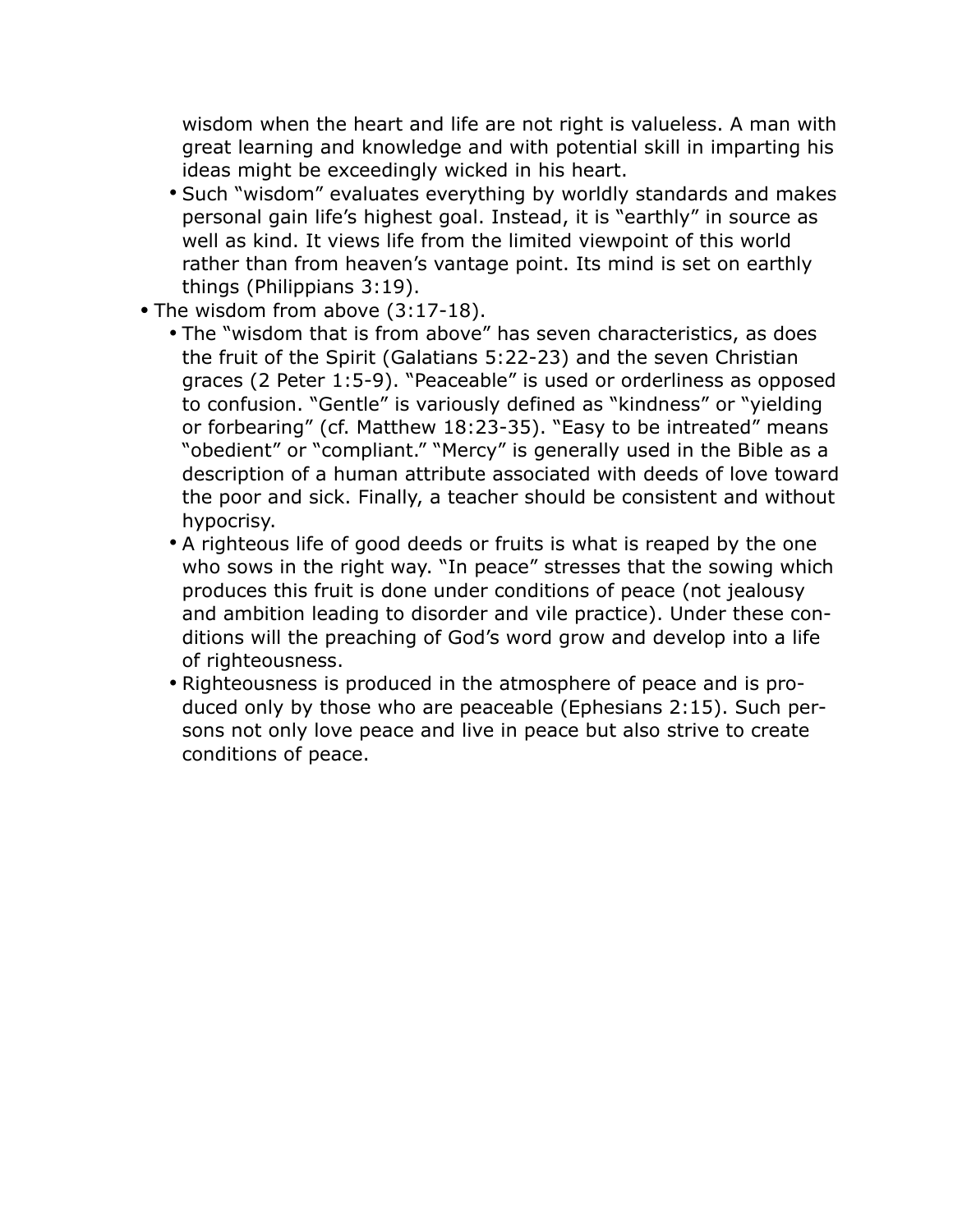wisdom when the heart and life are not right is valueless. A man with great learning and knowledge and with potential skill in imparting his ideas might be exceedingly wicked in his heart.
  - Such "wisdom" evaluates everything by worldly standards and makes personal gain life's highest goal. Instead, it is "earthly" in source as well as kind. It views life from the limited viewpoint of this world rather than from heaven's vantage point. Its mind is set on earthly things (Philippians 3:19).
- The wisdom from above (3:17-18).
  - The "wisdom that is from above" has seven characteristics, as does the fruit of the Spirit (Galatians 5:22-23) and the seven Christian graces (2 Peter 1:5-9). "Peaceable" is used or orderliness as opposed to confusion. "Gentle" is variously defined as "kindness" or "yielding or forbearing" (cf. Matthew 18:23-35). "Easy to be intreated" means "obedient" or "compliant." "Mercy" is generally used in the Bible as a description of a human attribute associated with deeds of love toward the poor and sick. Finally, a teacher should be consistent and without hypocrisy.
  - A righteous life of good deeds or fruits is what is reaped by the one who sows in the right way. "In peace" stresses that the sowing which produces this fruit is done under conditions of peace (not jealousy and ambition leading to disorder and vile practice). Under these conditions will the preaching of God's word grow and develop into a life of righteousness.
  - Righteousness is produced in the atmosphere of peace and is produced only by those who are peaceable (Ephesians 2:15). Such persons not only love peace and live in peace but also strive to create conditions of peace.